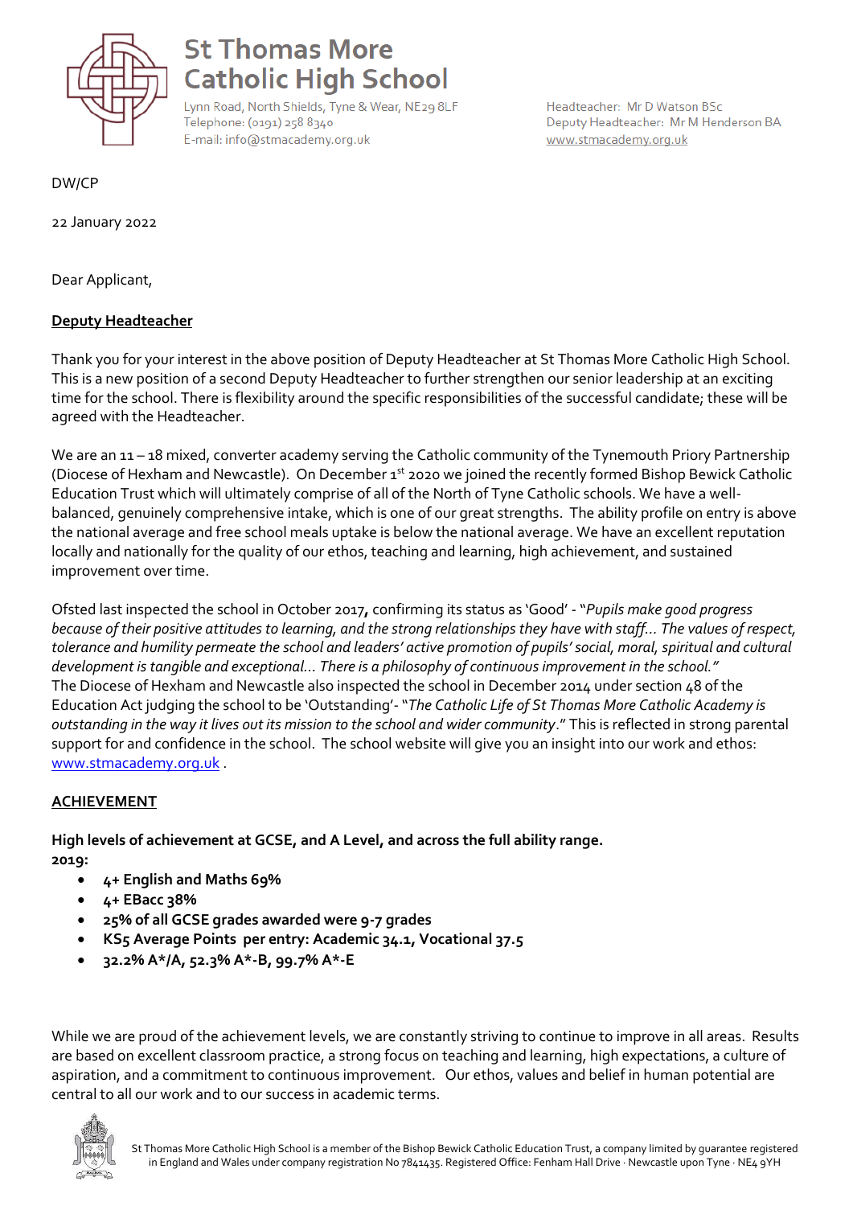# St Thomas More Catholic High School

Lynn Road, North Shields, Tyne & Wear, NE29 8LF
Telephone: (0191) 258 8340
E-mail: info@stmacademy.org.uk

Headteacher: Mr D Watson BSc
Deputy Headteacher: Mr M Henderson BA
www.stmacademy.org.uk

DW/CP

22 January 2022

Dear Applicant,

**Deputy Headteacher**

Thank you for your interest in the above position of Deputy Headteacher at St Thomas More Catholic High School. This is a new position of a second Deputy Headteacher to further strengthen our senior leadership at an exciting time for the school. There is flexibility around the specific responsibilities of the successful candidate; these will be agreed with the Headteacher.

We are an 11 – 18 mixed, converter academy serving the Catholic community of the Tynemouth Priory Partnership (Diocese of Hexham and Newcastle). On December 1st 2020 we joined the recently formed Bishop Bewick Catholic Education Trust which will ultimately comprise of all of the North of Tyne Catholic schools. We have a well-balanced, genuinely comprehensive intake, which is one of our great strengths. The ability profile on entry is above the national average and free school meals uptake is below the national average. We have an excellent reputation locally and nationally for the quality of our ethos, teaching and learning, high achievement, and sustained improvement over time.

Ofsted last inspected the school in October 2017**,** confirming its status as 'Good' - "*Pupils make good progress because of their positive attitudes to learning, and the strong relationships they have with staff… The values of respect, tolerance and humility permeate the school and leaders' active promotion of pupils' social, moral, spiritual and cultural development is tangible and exceptional… There is a philosophy of continuous improvement in the school."*
The Diocese of Hexham and Newcastle also inspected the school in December 2014 under section 48 of the Education Act judging the school to be 'Outstanding'- "*The Catholic Life of St Thomas More Catholic Academy is outstanding in the way it lives out its mission to the school and wider community*." This is reflected in strong parental support for and confidence in the school. The school website will give you an insight into our work and ethos: www.stmacademy.org.uk .

**ACHIEVEMENT**

**High levels of achievement at GCSE, and A Level, and across the full ability range.**
**2019:**

- **4+ English and Maths 69%**
- **4+ EBacc 38%**
- **25% of all GCSE grades awarded were 9-7 grades**
- **KS5 Average Points per entry: Academic 34.1, Vocational 37.5**
- **32.2% A\*/A, 52.3% A\*-B, 99.7% A\*-E**

While we are proud of the achievement levels, we are constantly striving to continue to improve in all areas. Results are based on excellent classroom practice, a strong focus on teaching and learning, high expectations, a culture of aspiration, and a commitment to continuous improvement. Our ethos, values and belief in human potential are central to all our work and to our success in academic terms.

St Thomas More Catholic High School is a member of the Bishop Bewick Catholic Education Trust, a company limited by guarantee registered in England and Wales under company registration No 7841435. Registered Office: Fenham Hall Drive · Newcastle upon Tyne · NE4 9YH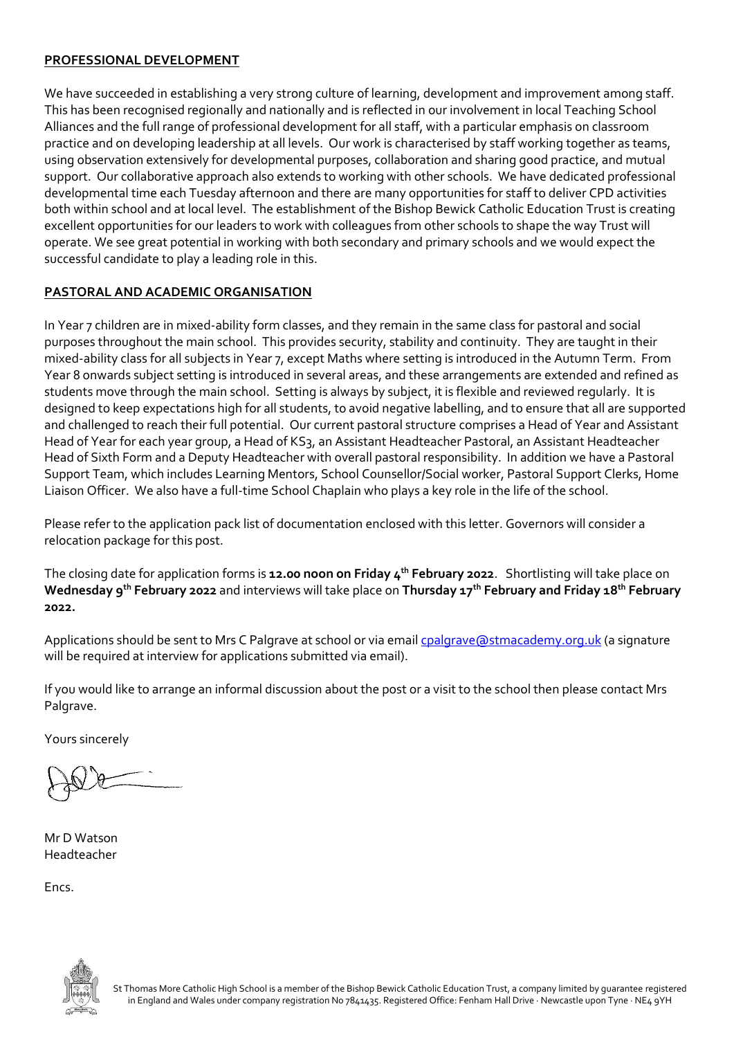## PROFESSIONAL DEVELOPMENT

We have succeeded in establishing a very strong culture of learning, development and improvement among staff. This has been recognised regionally and nationally and is reflected in our involvement in local Teaching School Alliances and the full range of professional development for all staff, with a particular emphasis on classroom practice and on developing leadership at all levels. Our work is characterised by staff working together as teams, using observation extensively for developmental purposes, collaboration and sharing good practice, and mutual support. Our collaborative approach also extends to working with other schools. We have dedicated professional developmental time each Tuesday afternoon and there are many opportunities for staff to deliver CPD activities both within school and at local level. The establishment of the Bishop Bewick Catholic Education Trust is creating excellent opportunities for our leaders to work with colleagues from other schools to shape the way Trust will operate. We see great potential in working with both secondary and primary schools and we would expect the successful candidate to play a leading role in this.

## PASTORAL AND ACADEMIC ORGANISATION

In Year 7 children are in mixed-ability form classes, and they remain in the same class for pastoral and social purposes throughout the main school. This provides security, stability and continuity. They are taught in their mixed-ability class for all subjects in Year 7, except Maths where setting is introduced in the Autumn Term. From Year 8 onwards subject setting is introduced in several areas, and these arrangements are extended and refined as students move through the main school. Setting is always by subject, it is flexible and reviewed regularly. It is designed to keep expectations high for all students, to avoid negative labelling, and to ensure that all are supported and challenged to reach their full potential. Our current pastoral structure comprises a Head of Year and Assistant Head of Year for each year group, a Head of KS3, an Assistant Headteacher Pastoral, an Assistant Headteacher Head of Sixth Form and a Deputy Headteacher with overall pastoral responsibility. In addition we have a Pastoral Support Team, which includes Learning Mentors, School Counsellor/Social worker, Pastoral Support Clerks, Home Liaison Officer. We also have a full-time School Chaplain who plays a key role in the life of the school.

Please refer to the application pack list of documentation enclosed with this letter. Governors will consider a relocation package for this post.

The closing date for application forms is **12.00 noon on Friday 4th February 2022**. Shortlisting will take place on **Wednesday 9th February 2022** and interviews will take place on **Thursday 17th February and Friday 18th February 2022.**

Applications should be sent to Mrs C Palgrave at school or via email cpalgrave@stmacademy.org.uk (a signature will be required at interview for applications submitted via email).

If you would like to arrange an informal discussion about the post or a visit to the school then please contact Mrs Palgrave.

Yours sincerely

Mr D Watson
Headteacher

Encs.

St Thomas More Catholic High School is a member of the Bishop Bewick Catholic Education Trust, a company limited by guarantee registered in England and Wales under company registration No 7841435. Registered Office: Fenham Hall Drive · Newcastle upon Tyne · NE4 9YH